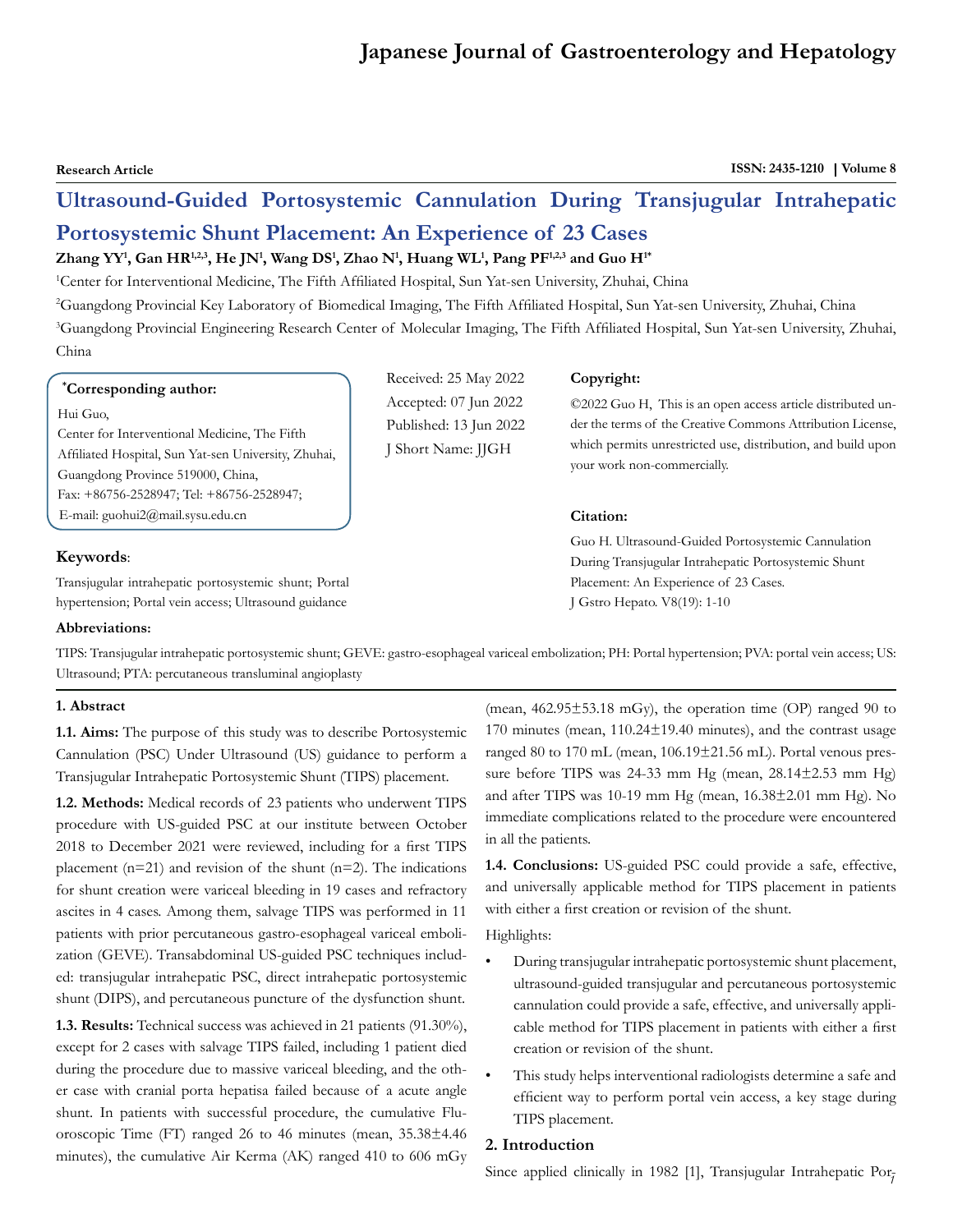**Research Article**

ISSN: 2435-1210 | Volume 8

# Ultrasound-Guided Portosystemic Cannulation During Transjugular Intrahepatic Portosystemic Shunt Placement: An Experience of 23 Cases

**Zhang YY[1], Gan HR[1,2,3], He JN[1], Wang DS[1], Zhao N[1], Huang WL[1], Pang PF[1,2,3] and Guo H[1*]**

[1]Center for Interventional Medicine, The Fifth Affiliated Hospital, Sun Yat-sen University, Zhuhai, China

[2]Guangdong Provincial Key Laboratory of Biomedical Imaging, The Fifth Affiliated Hospital, Sun Yat-sen University, Zhuhai, China

[3]Guangdong Provincial Engineering Research Center of Molecular Imaging, The Fifth Affiliated Hospital, Sun Yat-sen University, Zhuhai, China

**[*]Corresponding author:**

Hui Guo,
Center for Interventional Medicine, The Fifth Affiliated Hospital, Sun Yat-sen University, Zhuhai, Guangdong Province 519000, China,
Fax: +86756-2528947; Tel: +86756-2528947;
E-mail: guohui2@mail.sysu.edu.cn

Received: 25 May 2022
Accepted: 07 Jun 2022
Published: 13 Jun 2022
J Short Name: JJGH

**Copyright:**

©2022 Guo H, This is an open access article distributed under the terms of the Creative Commons Attribution License, which permits unrestricted use, distribution, and build upon your work non-commercially.

**Citation:**

Guo H. Ultrasound-Guided Portosystemic Cannulation During Transjugular Intrahepatic Portosystemic Shunt Placement: An Experience of 23 Cases. J Gstro Hepato. V8(19): 1-10

**Keywords**:

Transjugular intrahepatic portosystemic shunt; Portal hypertension; Portal vein access; Ultrasound guidance

**Abbreviations:**

TIPS: Transjugular intrahepatic portosystemic shunt; GEVE: gastro-esophageal variceal embolization; PH: Portal hypertension; PVA: portal vein access; US: Ultrasound; PTA: percutaneous transluminal angioplasty

## 1. Abstract

**1.1. Aims:** The purpose of this study was to describe Portosystemic Cannulation (PSC) Under Ultrasound (US) guidance to perform a Transjugular Intrahepatic Portosystemic Shunt (TIPS) placement.

**1.2. Methods:** Medical records of 23 patients who underwent TIPS procedure with US-guided PSC at our institute between October 2018 to December 2021 were reviewed, including for a first TIPS placement (n=21) and revision of the shunt (n=2). The indications for shunt creation were variceal bleeding in 19 cases and refractory ascites in 4 cases. Among them, salvage TIPS was performed in 11 patients with prior percutaneous gastro-esophageal variceal embolization (GEVE). Transabdominal US-guided PSC techniques included: transjugular intrahepatic PSC, direct intrahepatic portosystemic shunt (DIPS), and percutaneous puncture of the dysfunction shunt.

**1.3. Results:** Technical success was achieved in 21 patients (91.30%), except for 2 cases with salvage TIPS failed, including 1 patient died during the procedure due to massive variceal bleeding, and the other case with cranial porta hepatisa failed because of a acute angle shunt. In patients with successful procedure, the cumulative Fluoroscopic Time (FT) ranged 26 to 46 minutes (mean, 35.38±4.46 minutes), the cumulative Air Kerma (AK) ranged 410 to 606 mGy (mean, 462.95±53.18 mGy), the operation time (OP) ranged 90 to 170 minutes (mean, 110.24±19.40 minutes), and the contrast usage ranged 80 to 170 mL (mean, 106.19±21.56 mL). Portal venous pressure before TIPS was 24-33 mm Hg (mean, 28.14±2.53 mm Hg) and after TIPS was 10-19 mm Hg (mean, 16.38±2.01 mm Hg). No immediate complications related to the procedure were encountered in all the patients.

**1.4. Conclusions:** US-guided PSC could provide a safe, effective, and universally applicable method for TIPS placement in patients with either a first creation or revision of the shunt.

Highlights:

- During transjugular intrahepatic portosystemic shunt placement, ultrasound-guided transjugular and percutaneous portosystemic cannulation could provide a safe, effective, and universally applicable method for TIPS placement in patients with either a first creation or revision of the shunt.
- This study helps interventional radiologists determine a safe and efficient way to perform portal vein access, a key stage during TIPS placement.

## 2. Introduction

Since applied clinically in 1982 [1], Transjugular Intrahepatic Por-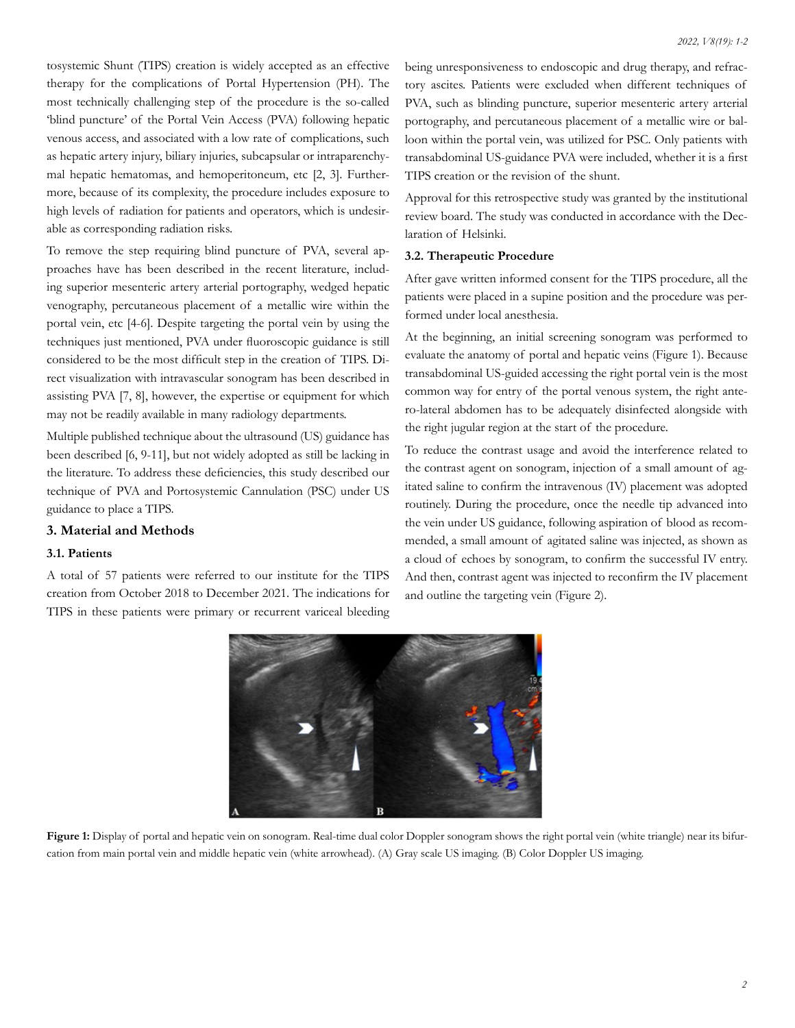tosystemic Shunt (TIPS) creation is widely accepted as an effective therapy for the complications of Portal Hypertension (PH). The most technically challenging step of the procedure is the so-called 'blind puncture' of the Portal Vein Access (PVA) following hepatic venous access, and associated with a low rate of complications, such as hepatic artery injury, biliary injuries, subcapsular or intraparenchymal hepatic hematomas, and hemoperitoneum, etc [2, 3]. Furthermore, because of its complexity, the procedure includes exposure to high levels of radiation for patients and operators, which is undesirable as corresponding radiation risks.

To remove the step requiring blind puncture of PVA, several approaches have has been described in the recent literature, including superior mesenteric artery arterial portography, wedged hepatic venography, percutaneous placement of a metallic wire within the portal vein, etc [4-6]. Despite targeting the portal vein by using the techniques just mentioned, PVA under fluoroscopic guidance is still considered to be the most difficult step in the creation of TIPS. Direct visualization with intravascular sonogram has been described in assisting PVA [7, 8], however, the expertise or equipment for which may not be readily available in many radiology departments.

Multiple published technique about the ultrasound (US) guidance has been described [6, 9-11], but not widely adopted as still be lacking in the literature. To address these deficiencies, this study described our technique of PVA and Portosystemic Cannulation (PSC) under US guidance to place a TIPS.

## 3. Material and Methods

### 3.1. Patients

A total of 57 patients were referred to our institute for the TIPS creation from October 2018 to December 2021. The indications for TIPS in these patients were primary or recurrent variceal bleeding being unresponsiveness to endoscopic and drug therapy, and refractory ascites. Patients were excluded when different techniques of PVA, such as blinding puncture, superior mesenteric artery arterial portography, and percutaneous placement of a metallic wire or balloon within the portal vein, was utilized for PSC. Only patients with transabdominal US-guidance PVA were included, whether it is a first TIPS creation or the revision of the shunt.

Approval for this retrospective study was granted by the institutional review board. The study was conducted in accordance with the Declaration of Helsinki.

### 3.2. Therapeutic Procedure

After gave written informed consent for the TIPS procedure, all the patients were placed in a supine position and the procedure was performed under local anesthesia.

At the beginning, an initial screening sonogram was performed to evaluate the anatomy of portal and hepatic veins (Figure 1). Because transabdominal US-guided accessing the right portal vein is the most common way for entry of the portal venous system, the right antero-lateral abdomen has to be adequately disinfected alongside with the right jugular region at the start of the procedure.

To reduce the contrast usage and avoid the interference related to the contrast agent on sonogram, injection of a small amount of agitated saline to confirm the intravenous (IV) placement was adopted routinely. During the procedure, once the needle tip advanced into the vein under US guidance, following aspiration of blood as recommended, a small amount of agitated saline was injected, as shown as a cloud of echoes by sonogram, to confirm the successful IV entry. And then, contrast agent was injected to reconfirm the IV placement and outline the targeting vein (Figure 2).

**Figure 1:** Display of portal and hepatic vein on sonogram. Real-time dual color Doppler sonogram shows the right portal vein (white triangle) near its bifurcation from main portal vein and middle hepatic vein (white arrowhead). (A) Gray scale US imaging. (B) Color Doppler US imaging.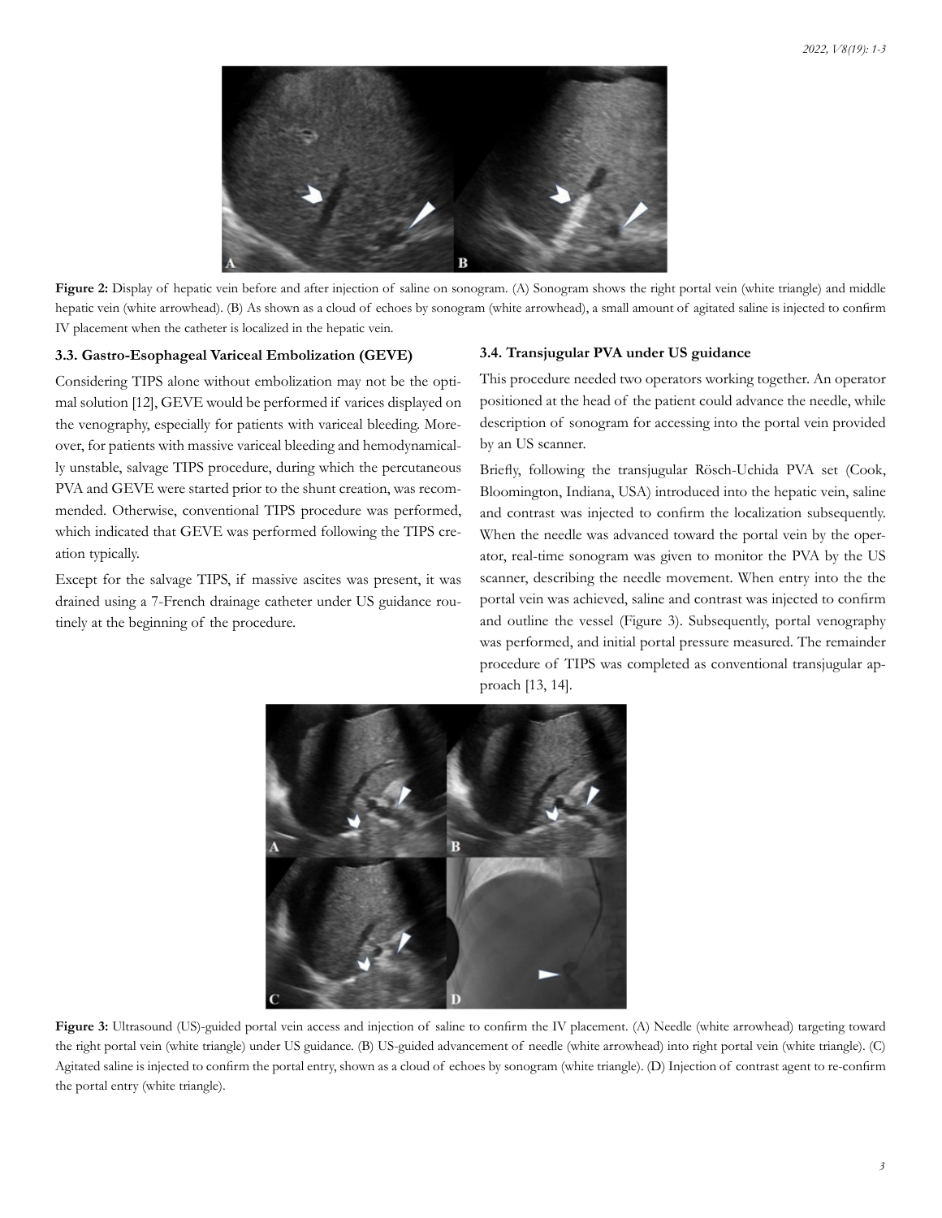**Figure 2:** Display of hepatic vein before and after injection of saline on sonogram. (A) Sonogram shows the right portal vein (white triangle) and middle hepatic vein (white arrowhead). (B) As shown as a cloud of echoes by sonogram (white arrowhead), a small amount of agitated saline is injected to confirm IV placement when the catheter is localized in the hepatic vein.

### 3.3. Gastro-Esophageal Variceal Embolization (GEVE)

Considering TIPS alone without embolization may not be the optimal solution [12], GEVE would be performed if varices displayed on the venography, especially for patients with variceal bleeding. Moreover, for patients with massive variceal bleeding and hemodynamically unstable, salvage TIPS procedure, during which the percutaneous PVA and GEVE were started prior to the shunt creation, was recommended. Otherwise, conventional TIPS procedure was performed, which indicated that GEVE was performed following the TIPS creation typically.

Except for the salvage TIPS, if massive ascites was present, it was drained using a 7-French drainage catheter under US guidance routinely at the beginning of the procedure.

### 3.4. Transjugular PVA under US guidance

This procedure needed two operators working together. An operator positioned at the head of the patient could advance the needle, while description of sonogram for accessing into the portal vein provided by an US scanner.

Briefly, following the transjugular Rösch-Uchida PVA set (Cook, Bloomington, Indiana, USA) introduced into the hepatic vein, saline and contrast was injected to confirm the localization subsequently. When the needle was advanced toward the portal vein by the operator, real-time sonogram was given to monitor the PVA by the US scanner, describing the needle movement. When entry into the the portal vein was achieved, saline and contrast was injected to confirm and outline the vessel (Figure 3). Subsequently, portal venography was performed, and initial portal pressure measured. The remainder procedure of TIPS was completed as conventional transjugular approach [13, 14].

**Figure 3:** Ultrasound (US)-guided portal vein access and injection of saline to confirm the IV placement. (A) Needle (white arrowhead) targeting toward the right portal vein (white triangle) under US guidance. (B) US-guided advancement of needle (white arrowhead) into right portal vein (white triangle). (C) Agitated saline is injected to confirm the portal entry, shown as a cloud of echoes by sonogram (white triangle). (D) Injection of contrast agent to re-confirm the portal entry (white triangle).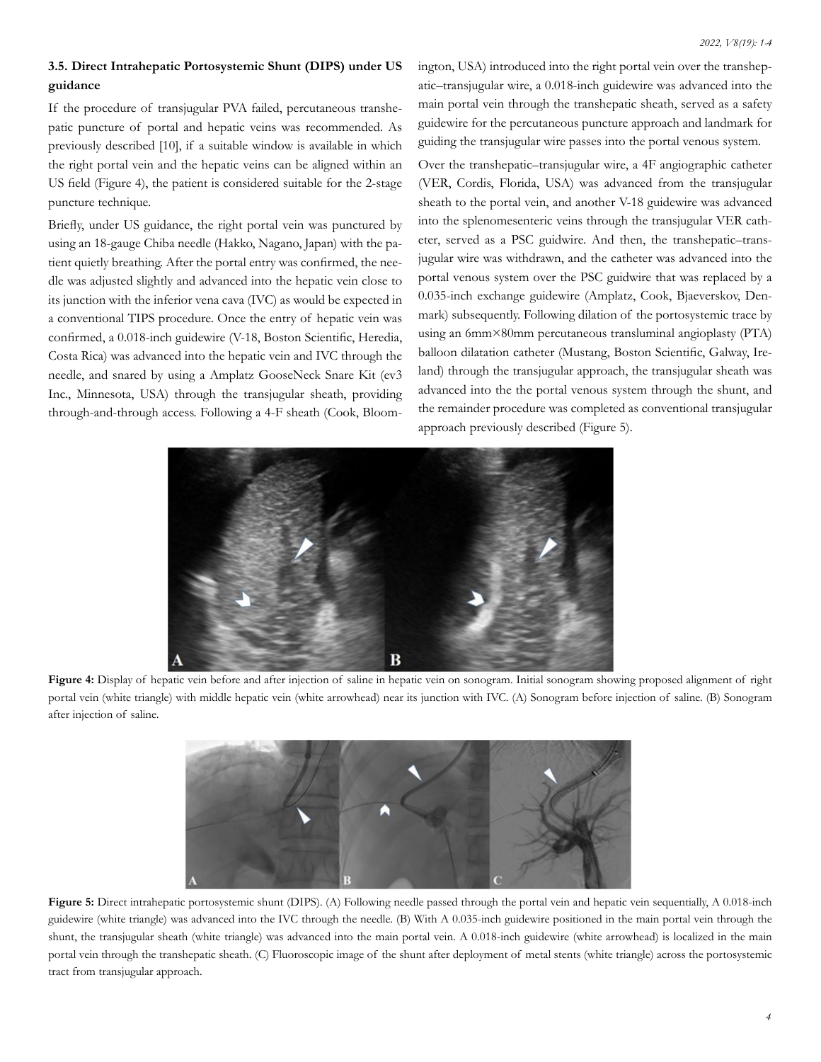### 3.5. Direct Intrahepatic Portosystemic Shunt (DIPS) under US guidance

If the procedure of transjugular PVA failed, percutaneous transhepatic puncture of portal and hepatic veins was recommended. As previously described [10], if a suitable window is available in which the right portal vein and the hepatic veins can be aligned within an US field (Figure 4), the patient is considered suitable for the 2-stage puncture technique.

Briefly, under US guidance, the right portal vein was punctured by using an 18-gauge Chiba needle (Hakko, Nagano, Japan) with the patient quietly breathing. After the portal entry was confirmed, the needle was adjusted slightly and advanced into the hepatic vein close to its junction with the inferior vena cava (IVC) as would be expected in a conventional TIPS procedure. Once the entry of hepatic vein was confirmed, a 0.018-inch guidewire (V-18, Boston Scientific, Heredia, Costa Rica) was advanced into the hepatic vein and IVC through the needle, and snared by using a Amplatz GooseNeck Snare Kit (ev3 Inc., Minnesota, USA) through the transjugular sheath, providing through-and-through access. Following a 4-F sheath (Cook, Bloomington, USA) introduced into the right portal vein over the transhepatic–transjugular wire, a 0.018-inch guidewire was advanced into the main portal vein through the transhepatic sheath, served as a safety guidewire for the percutaneous puncture approach and landmark for guiding the transjugular wire passes into the portal venous system.

Over the transhepatic–transjugular wire, a 4F angiographic catheter (VER, Cordis, Florida, USA) was advanced from the transjugular sheath to the portal vein, and another V-18 guidewire was advanced into the splenomesenteric veins through the transjugular VER catheter, served as a PSC guidwire. And then, the transhepatic–transjugular wire was withdrawn, and the catheter was advanced into the portal venous system over the PSC guidwire that was replaced by a 0.035-inch exchange guidewire (Amplatz, Cook, Bjaeverskov, Denmark) subsequently. Following dilation of the portosystemic trace by using an 6mm×80mm percutaneous transluminal angioplasty (PTA) balloon dilatation catheter (Mustang, Boston Scientific, Galway, Ireland) through the transjugular approach, the transjugular sheath was advanced into the the portal venous system through the shunt, and the remainder procedure was completed as conventional transjugular approach previously described (Figure 5).

**Figure 4:** Display of hepatic vein before and after injection of saline in hepatic vein on sonogram. Initial sonogram showing proposed alignment of right portal vein (white triangle) with middle hepatic vein (white arrowhead) near its junction with IVC. (A) Sonogram before injection of saline. (B) Sonogram after injection of saline.

**Figure 5:** Direct intrahepatic portosystemic shunt (DIPS). (A) Following needle passed through the portal vein and hepatic vein sequentially, A 0.018-inch guidewire (white triangle) was advanced into the IVC through the needle. (B) With A 0.035-inch guidewire positioned in the main portal vein through the shunt, the transjugular sheath (white triangle) was advanced into the main portal vein. A 0.018-inch guidewire (white arrowhead) is localized in the main portal vein through the transhepatic sheath. (C) Fluoroscopic image of the shunt after deployment of metal stents (white triangle) across the portosystemic tract from transjugular approach.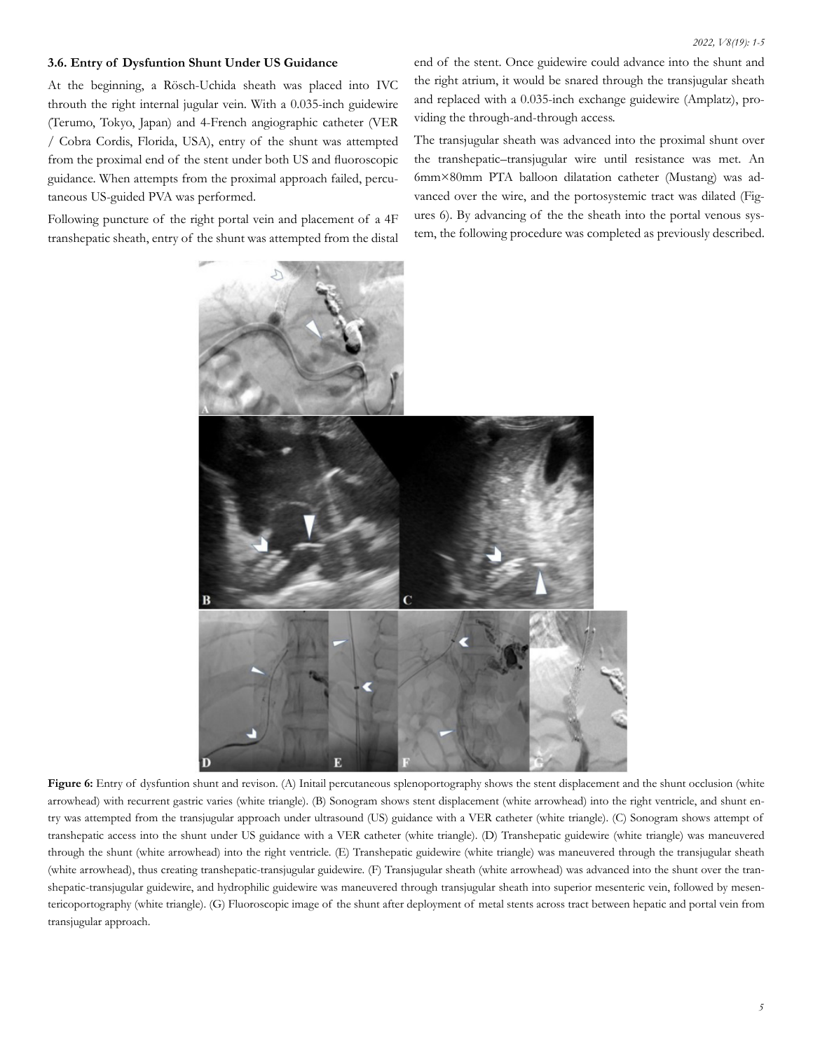### 3.6. Entry of Dysfuntion Shunt Under US Guidance

At the beginning, a Rösch-Uchida sheath was placed into IVC throuth the right internal jugular vein. With a 0.035-inch guidewire (Terumo, Tokyo, Japan) and 4-French angiographic catheter (VER / Cobra Cordis, Florida, USA), entry of the shunt was attempted from the proximal end of the stent under both US and fluoroscopic guidance. When attempts from the proximal approach failed, percutaneous US-guided PVA was performed.

Following puncture of the right portal vein and placement of a 4F transhepatic sheath, entry of the shunt was attempted from the distal end of the stent. Once guidewire could advance into the shunt and the right atrium, it would be snared through the transjugular sheath and replaced with a 0.035-inch exchange guidewire (Amplatz), providing the through-and-through access.

The transjugular sheath was advanced into the proximal shunt over the transhepatic–transjugular wire until resistance was met. An 6mm×80mm PTA balloon dilatation catheter (Mustang) was advanced over the wire, and the portosystemic tract was dilated (Figures 6). By advancing of the the sheath into the portal venous system, the following procedure was completed as previously described.

**Figure 6:** Entry of dysfuntion shunt and revison. (A) Initail percutaneous splenoportography shows the stent displacement and the shunt occlusion (white arrowhead) with recurrent gastric varies (white triangle). (B) Sonogram shows stent displacement (white arrowhead) into the right ventricle, and shunt entry was attempted from the transjugular approach under ultrasound (US) guidance with a VER catheter (white triangle). (C) Sonogram shows attempt of transhepatic access into the shunt under US guidance with a VER catheter (white triangle). (D) Transhepatic guidewire (white triangle) was maneuvered through the shunt (white arrowhead) into the right ventricle. (E) Transhepatic guidewire (white triangle) was maneuvered through the transjugular sheath (white arrowhead), thus creating transhepatic-transjugular guidewire. (F) Transjugular sheath (white arrowhead) was advanced into the shunt over the transhepatic-transjugular guidewire, and hydrophilic guidewire was maneuvered through transjugular sheath into superior mesenteric vein, followed by mesentericoportography (white triangle). (G) Fluoroscopic image of the shunt after deployment of metal stents across tract between hepatic and portal vein from transjugular approach.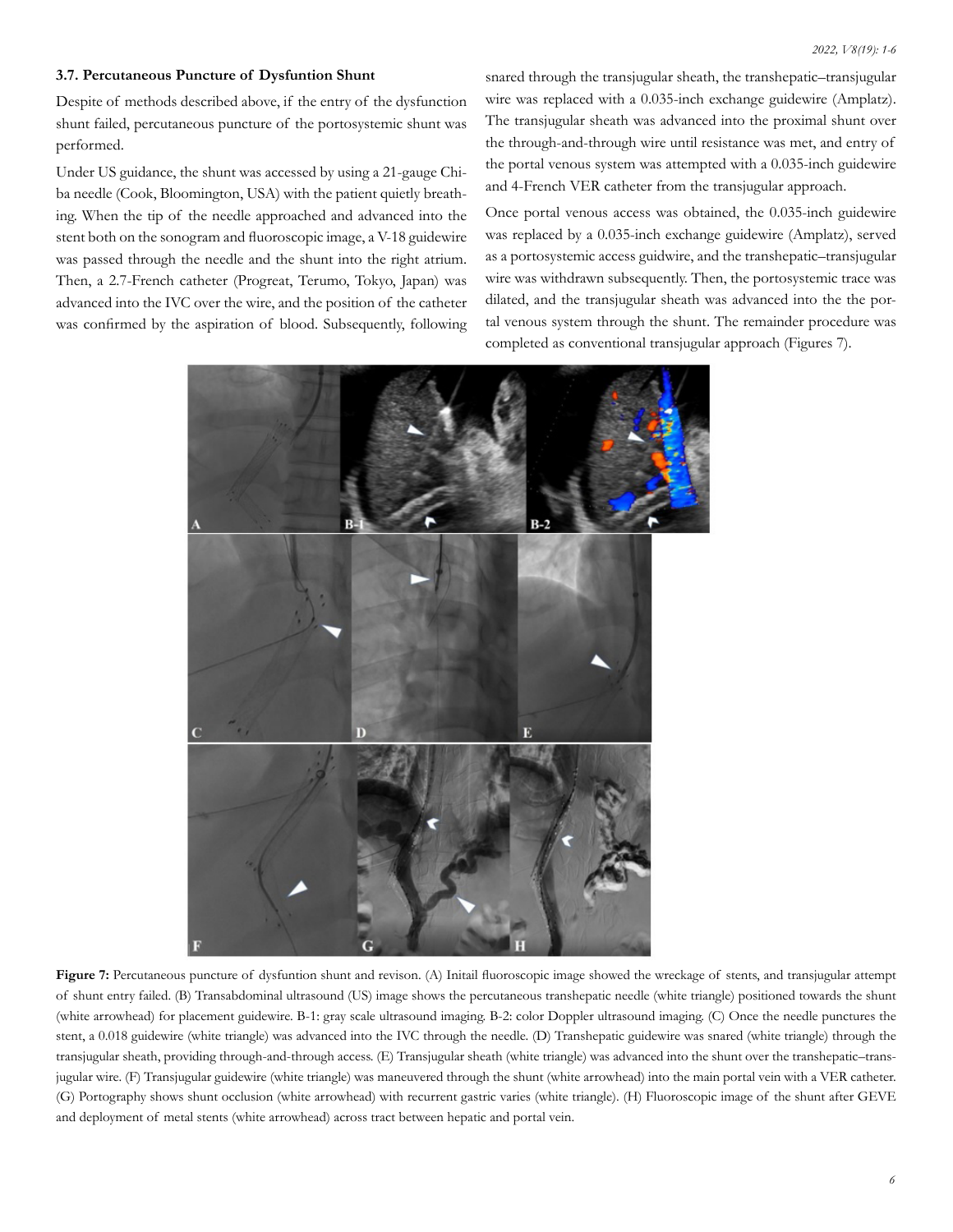### 3.7. Percutaneous Puncture of Dysfuntion Shunt

Despite of methods described above, if the entry of the dysfunction shunt failed, percutaneous puncture of the portosystemic shunt was performed.

Under US guidance, the shunt was accessed by using a 21-gauge Chiba needle (Cook, Bloomington, USA) with the patient quietly breathing. When the tip of the needle approached and advanced into the stent both on the sonogram and fluoroscopic image, a V-18 guidewire was passed through the needle and the shunt into the right atrium. Then, a 2.7-French catheter (Progreat, Terumo, Tokyo, Japan) was advanced into the IVC over the wire, and the position of the catheter was confirmed by the aspiration of blood. Subsequently, following snared through the transjugular sheath, the transhepatic–transjugular wire was replaced with a 0.035-inch exchange guidewire (Amplatz). The transjugular sheath was advanced into the proximal shunt over the through-and-through wire until resistance was met, and entry of the portal venous system was attempted with a 0.035-inch guidewire and 4-French VER catheter from the transjugular approach.

Once portal venous access was obtained, the 0.035-inch guidewire was replaced by a 0.035-inch exchange guidewire (Amplatz), served as a portosystemic access guidwire, and the transhepatic–transjugular wire was withdrawn subsequently. Then, the portosystemic trace was dilated, and the transjugular sheath was advanced into the the portal venous system through the shunt. The remainder procedure was completed as conventional transjugular approach (Figures 7).

**Figure 7:** Percutaneous puncture of dysfuntion shunt and revison. (A) Initail fluoroscopic image showed the wreckage of stents, and transjugular attempt of shunt entry failed. (B) Transabdominal ultrasound (US) image shows the percutaneous transhepatic needle (white triangle) positioned towards the shunt (white arrowhead) for placement guidewire. B-1: gray scale ultrasound imaging. B-2: color Doppler ultrasound imaging. (C) Once the needle punctures the stent, a 0.018 guidewire (white triangle) was advanced into the IVC through the needle. (D) Transhepatic guidewire was snared (white triangle) through the transjugular sheath, providing through-and-through access. (E) Transjugular sheath (white triangle) was advanced into the shunt over the transhepatic–transjugular wire. (F) Transjugular guidewire (white triangle) was maneuvered through the shunt (white arrowhead) into the main portal vein with a VER catheter. (G) Portography shows shunt occlusion (white arrowhead) with recurrent gastric varies (white triangle). (H) Fluoroscopic image of the shunt after GEVE and deployment of metal stents (white arrowhead) across tract between hepatic and portal vein.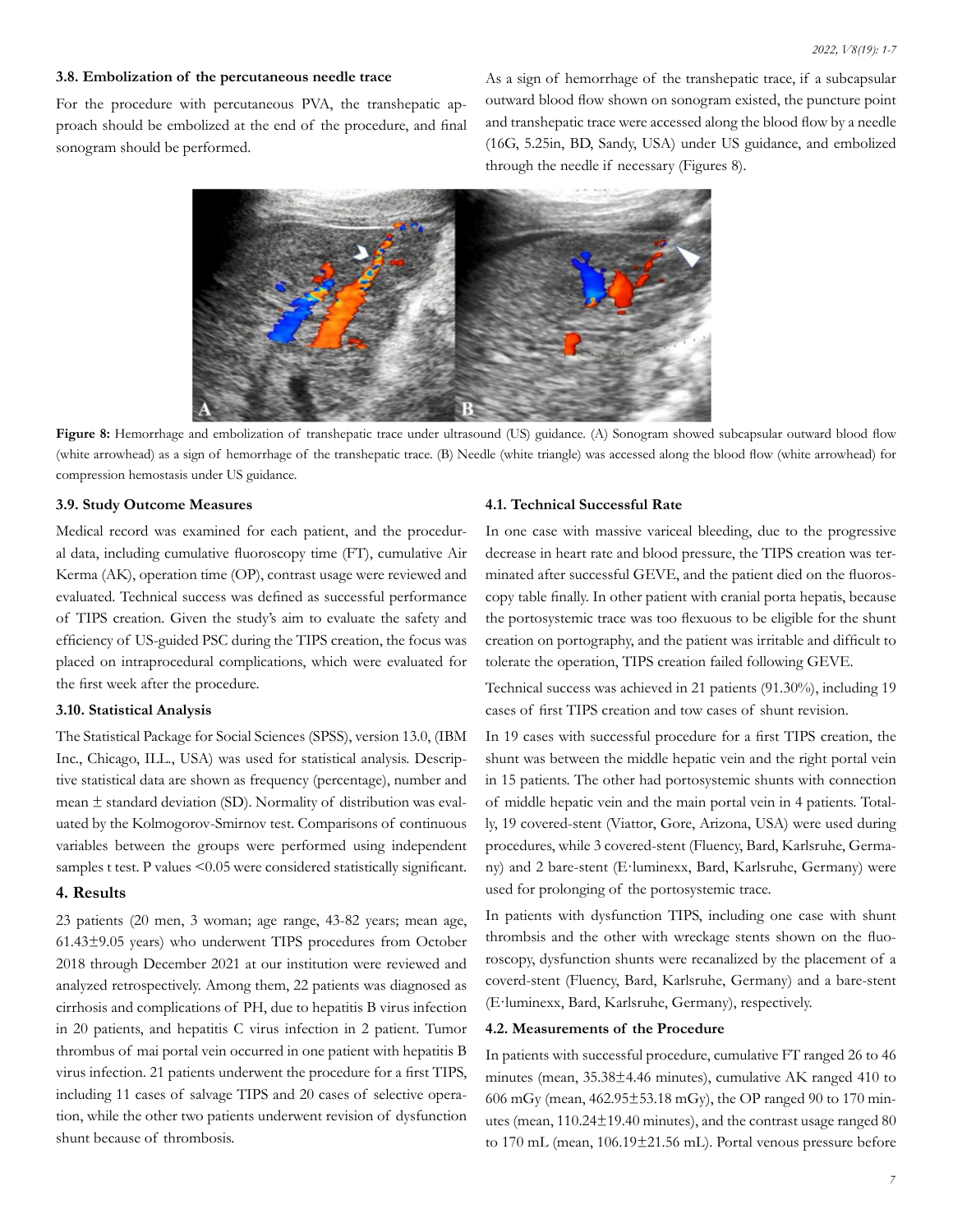### 3.8. Embolization of the percutaneous needle trace

For the procedure with percutaneous PVA, the transhepatic approach should be embolized at the end of the procedure, and final sonogram should be performed.

As a sign of hemorrhage of the transhepatic trace, if a subcapsular outward blood flow shown on sonogram existed, the puncture point and transhepatic trace were accessed along the blood flow by a needle (16G, 5.25in, BD, Sandy, USA) under US guidance, and embolized through the needle if necessary (Figures 8).

**Figure 8:** Hemorrhage and embolization of transhepatic trace under ultrasound (US) guidance. (A) Sonogram showed subcapsular outward blood flow (white arrowhead) as a sign of hemorrhage of the transhepatic trace. (B) Needle (white triangle) was accessed along the blood flow (white arrowhead) for compression hemostasis under US guidance.

### 3.9. Study Outcome Measures

Medical record was examined for each patient, and the procedural data, including cumulative fluoroscopy time (FT), cumulative Air Kerma (AK), operation time (OP), contrast usage were reviewed and evaluated. Technical success was defined as successful performance of TIPS creation. Given the study's aim to evaluate the safety and efficiency of US-guided PSC during the TIPS creation, the focus was placed on intraprocedural complications, which were evaluated for the first week after the procedure.

### 3.10. Statistical Analysis

The Statistical Package for Social Sciences (SPSS), version 13.0, (IBM Inc., Chicago, ILL., USA) was used for statistical analysis. Descriptive statistical data are shown as frequency (percentage), number and mean ± standard deviation (SD). Normality of distribution was evaluated by the Kolmogorov-Smirnov test. Comparisons of continuous variables between the groups were performed using independent samples t test. P values <0.05 were considered statistically significant.

## 4. Results

23 patients (20 men, 3 woman; age range, 43-82 years; mean age, 61.43±9.05 years) who underwent TIPS procedures from October 2018 through December 2021 at our institution were reviewed and analyzed retrospectively. Among them, 22 patients was diagnosed as cirrhosis and complications of PH, due to hepatitis B virus infection in 20 patients, and hepatitis C virus infection in 2 patient. Tumor thrombus of mai portal vein occurred in one patient with hepatitis B virus infection. 21 patients underwent the procedure for a first TIPS, including 11 cases of salvage TIPS and 20 cases of selective operation, while the other two patients underwent revision of dysfunction shunt because of thrombosis.

### 4.1. Technical Successful Rate

In one case with massive variceal bleeding, due to the progressive decrease in heart rate and blood pressure, the TIPS creation was terminated after successful GEVE, and the patient died on the fluoroscopy table finally. In other patient with cranial porta hepatis, because the portosystemic trace was too flexuous to be eligible for the shunt creation on portography, and the patient was irritable and difficult to tolerate the operation, TIPS creation failed following GEVE.

Technical success was achieved in 21 patients (91.30%), including 19 cases of first TIPS creation and tow cases of shunt revision.

In 19 cases with successful procedure for a first TIPS creation, the shunt was between the middle hepatic vein and the right portal vein in 15 patients. The other had portosystemic shunts with connection of middle hepatic vein and the main portal vein in 4 patients. Totally, 19 covered-stent (Viattor, Gore, Arizona, USA) were used during procedures, while 3 covered-stent (Fluency, Bard, Karlsruhe, Germany) and 2 bare-stent (E·luminexx, Bard, Karlsruhe, Germany) were used for prolonging of the portosystemic trace.

In patients with dysfunction TIPS, including one case with shunt thrombsis and the other with wreckage stents shown on the fluoroscopy, dysfunction shunts were recanalized by the placement of a coverd-stent (Fluency, Bard, Karlsruhe, Germany) and a bare-stent (E·luminexx, Bard, Karlsruhe, Germany), respectively.

### 4.2. Measurements of the Procedure

In patients with successful procedure, cumulative FT ranged 26 to 46 minutes (mean, 35.38±4.46 minutes), cumulative AK ranged 410 to 606 mGy (mean, 462.95±53.18 mGy), the OP ranged 90 to 170 minutes (mean, 110.24±19.40 minutes), and the contrast usage ranged 80 to 170 mL (mean, 106.19±21.56 mL). Portal venous pressure before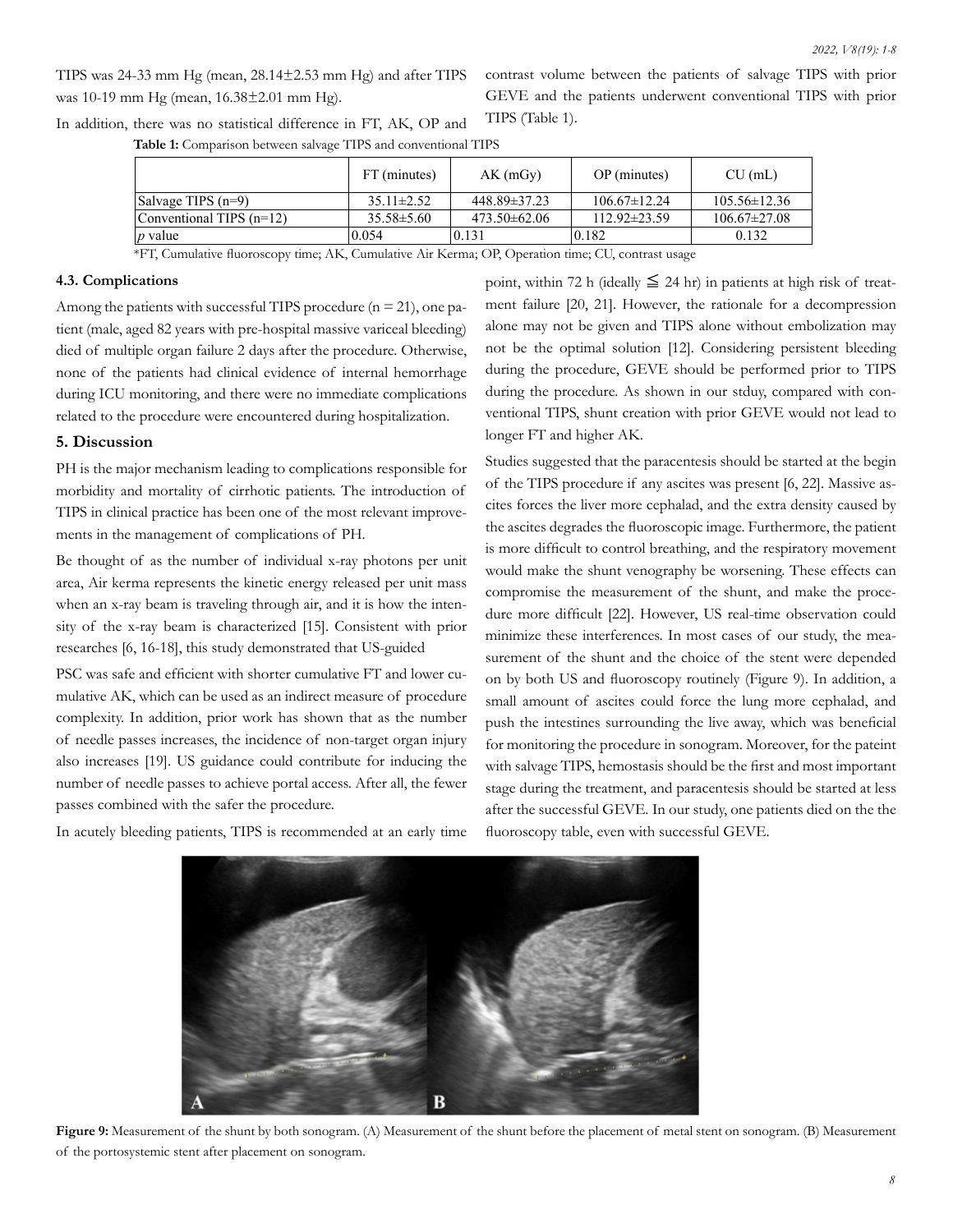TIPS was 24-33 mm Hg (mean, 28.14±2.53 mm Hg) and after TIPS was 10-19 mm Hg (mean, 16.38±2.01 mm Hg).

In addition, there was no statistical difference in FT, AK, OP and contrast volume between the patients of salvage TIPS with prior GEVE and the patients underwent conventional TIPS with prior TIPS (Table 1).

**Table 1:** Comparison between salvage TIPS and conventional TIPS

| | FT (minutes) | AK (mGy) | OP (minutes) | CU (mL) |
|---|---|---|---|---|
| Salvage TIPS (n=9) | 35.11±2.52 | 448.89±37.23 | 106.67±12.24 | 105.56±12.36 |
| Conventional TIPS (n=12) | 35.58±5.60 | 473.50±62.06 | 112.92±23.59 | 106.67±27.08 |
| *p* value | 0.054 | 0.131 | 0.182 | 0.132 |

*FT, Cumulative fluoroscopy time; AK, Cumulative Air Kerma; OP, Operation time; CU, contrast usage

### 4.3. Complications

Among the patients with successful TIPS procedure (n = 21), one patient (male, aged 82 years with pre-hospital massive variceal bleeding) died of multiple organ failure 2 days after the procedure. Otherwise, none of the patients had clinical evidence of internal hemorrhage during ICU monitoring, and there were no immediate complications related to the procedure were encountered during hospitalization.

## 5. Discussion

PH is the major mechanism leading to complications responsible for morbidity and mortality of cirrhotic patients. The introduction of TIPS in clinical practice has been one of the most relevant improvements in the management of complications of PH.

Be thought of as the number of individual x-ray photons per unit area, Air kerma represents the kinetic energy released per unit mass when an x-ray beam is traveling through air, and it is how the intensity of the x-ray beam is characterized [15]. Consistent with prior researches [6, 16-18], this study demonstrated that US-guided PSC was safe and efficient with shorter cumulative FT and lower cumulative AK, which can be used as an indirect measure of procedure complexity. In addition, prior work has shown that as the number of needle passes increases, the incidence of non-target organ injury also increases [19]. US guidance could contribute for inducing the number of needle passes to achieve portal access. After all, the fewer passes combined with the safer the procedure.

In acutely bleeding patients, TIPS is recommended at an early time point, within 72 h (ideally ≦ 24 hr) in patients at high risk of treatment failure [20, 21]. However, the rationale for a decompression alone may not be given and TIPS alone without embolization may not be the optimal solution [12]. Considering persistent bleeding during the procedure, GEVE should be performed prior to TIPS during the procedure. As shown in our stduy, compared with conventional TIPS, shunt creation with prior GEVE would not lead to longer FT and higher AK.

Studies suggested that the paracentesis should be started at the begin of the TIPS procedure if any ascites was present [6, 22]. Massive ascites forces the liver more cephalad, and the extra density caused by the ascites degrades the fluoroscopic image. Furthermore, the patient is more difficult to control breathing, and the respiratory movement would make the shunt venography be worsening. These effects can compromise the measurement of the shunt, and make the procedure more difficult [22]. However, US real-time observation could minimize these interferences. In most cases of our study, the measurement of the shunt and the choice of the stent were depended on by both US and fluoroscopy routinely (Figure 9). In addition, a small amount of ascites could force the lung more cephalad, and push the intestines surrounding the live away, which was beneficial for monitoring the procedure in sonogram. Moreover, for the pateint with salvage TIPS, hemostasis should be the first and most important stage during the treatment, and paracentesis should be started at less after the successful GEVE. In our study, one patients died on the the fluoroscopy table, even with successful GEVE.

**Figure 9:** Measurement of the shunt by both sonogram. (A) Measurement of the shunt before the placement of metal stent on sonogram. (B) Measurement of the portosystemic stent after placement on sonogram.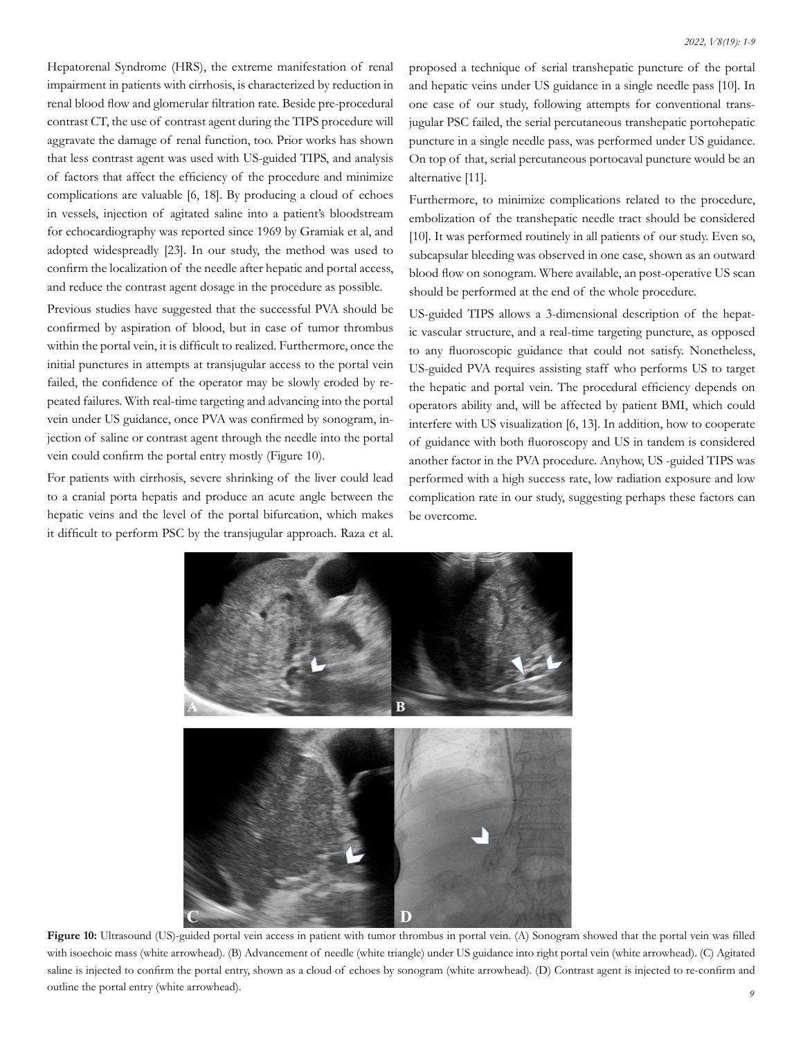Hepatorenal Syndrome (HRS), the extreme manifestation of renal impairment in patients with cirrhosis, is characterized by reduction in renal blood flow and glomerular filtration rate. Beside pre-procedural contrast CT, the use of contrast agent during the TIPS procedure will aggravate the damage of renal function, too. Prior works has shown that less contrast agent was used with US-guided TIPS, and analysis of factors that affect the efficiency of the procedure and minimize complications are valuable [6, 18]. By producing a cloud of echoes in vessels, injection of agitated saline into a patient's bloodstream for echocardiography was reported since 1969 by Gramiak et al, and adopted widespreadly [23]. In our study, the method was used to confirm the localization of the needle after hepatic and portal access, and reduce the contrast agent dosage in the procedure as possible.

Previous studies have suggested that the successful PVA should be confirmed by aspiration of blood, but in case of tumor thrombus within the portal vein, it is difficult to realized. Furthermore, once the initial punctures in attempts at transjugular access to the portal vein failed, the confidence of the operator may be slowly eroded by repeated failures. With real-time targeting and advancing into the portal vein under US guidance, once PVA was confirmed by sonogram, injection of saline or contrast agent through the needle into the portal vein could confirm the portal entry mostly (Figure 10).

For patients with cirrhosis, severe shrinking of the liver could lead to a cranial porta hepatis and produce an acute angle between the hepatic veins and the level of the portal bifurcation, which makes it difficult to perform PSC by the transjugular approach. Raza et al. proposed a technique of serial transhepatic puncture of the portal and hepatic veins under US guidance in a single needle pass [10]. In one case of our study, following attempts for conventional transjugular PSC failed, the serial percutaneous transhepatic portohepatic puncture in a single needle pass, was performed under US guidance. On top of that, serial percutaneous portocaval puncture would be an alternative [11].

Furthermore, to minimize complications related to the procedure, embolization of the transhepatic needle tract should be considered [10]. It was performed routinely in all patients of our study. Even so, subcapsular bleeding was observed in one case, shown as an outward blood flow on sonogram. Where available, an post-operative US scan should be performed at the end of the whole procedure.

US-guided TIPS allows a 3-dimensional description of the hepatic vascular structure, and a real-time targeting puncture, as opposed to any fluoroscopic guidance that could not satisfy. Nonetheless, US-guided PVA requires assisting staff who performs US to target the hepatic and portal vein. The procedural efficiency depends on operators ability and, will be affected by patient BMI, which could interfere with US visualization [6, 13]. In addition, how to cooperate of guidance with both fluoroscopy and US in tandem is considered another factor in the PVA procedure. Anyhow, US -guided TIPS was performed with a high success rate, low radiation exposure and low complication rate in our study, suggesting perhaps these factors can be overcome.

**Figure 10:** Ultrasound (US)-guided portal vein access in patient with tumor thrombus in portal vein. (A) Sonogram showed that the portal vein was filled with isoechoic mass (white arrowhead). (B) Advancement of needle (white triangle) under US guidance into right portal vein (white arrowhead). (C) Agitated saline is injected to confirm the portal entry, shown as a cloud of echoes by sonogram (white arrowhead). (D) Contrast agent is injected to re-confirm and outline the portal entry (white arrowhead).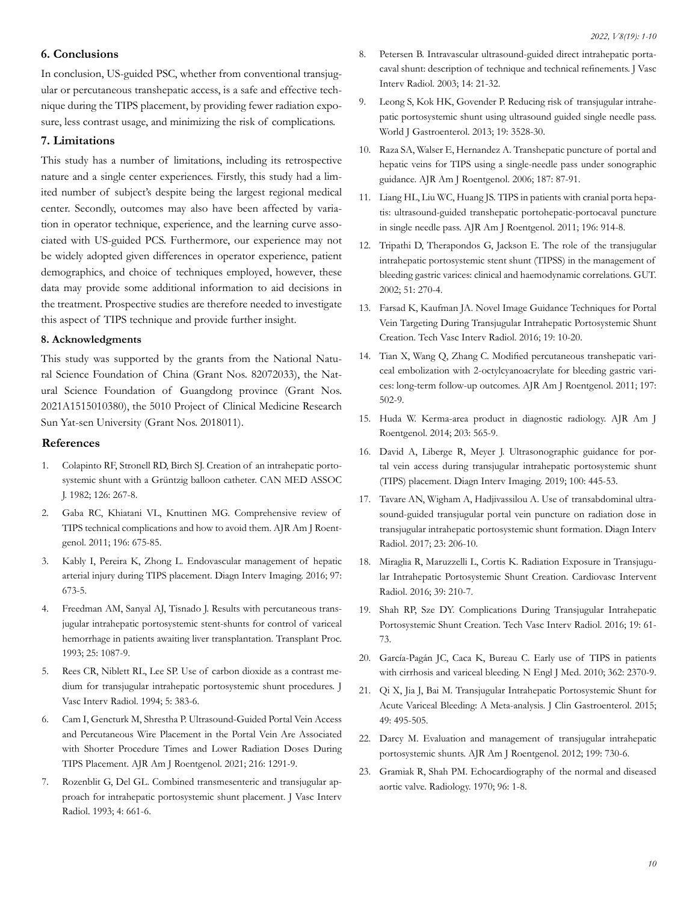## 6. Conclusions

In conclusion, US-guided PSC, whether from conventional transjugular or percutaneous transhepatic access, is a safe and effective technique during the TIPS placement, by providing fewer radiation exposure, less contrast usage, and minimizing the risk of complications.

## 7. Limitations

This study has a number of limitations, including its retrospective nature and a single center experiences. Firstly, this study had a limited number of subject's despite being the largest regional medical center. Secondly, outcomes may also have been affected by variation in operator technique, experience, and the learning curve associated with US-guided PCS. Furthermore, our experience may not be widely adopted given differences in operator experience, patient demographics, and choice of techniques employed, however, these data may provide some additional information to aid decisions in the treatment. Prospective studies are therefore needed to investigate this aspect of TIPS technique and provide further insight.

## 8. Acknowledgments

This study was supported by the grants from the National Natural Science Foundation of China (Grant Nos. 82072033), the Natural Science Foundation of Guangdong province (Grant Nos. 2021A1515010380), the 5010 Project of Clinical Medicine Research Sun Yat-sen University (Grant Nos. 2018011).

## References

1. Colapinto RF, Stronell RD, Birch SJ. Creation of an intrahepatic portosystemic shunt with a Grüntzig balloon catheter. CAN MED ASSOC J. 1982; 126: 267-8.
2. Gaba RC, Khiatani VL, Knuttinen MG. Comprehensive review of TIPS technical complications and how to avoid them. AJR Am J Roentgenol. 2011; 196: 675-85.
3. Kably I, Pereira K, Zhong L. Endovascular management of hepatic arterial injury during TIPS placement. Diagn Interv Imaging. 2016; 97: 673-5.
4. Freedman AM, Sanyal AJ, Tisnado J. Results with percutaneous transjugular intrahepatic portosystemic stent-shunts for control of variceal hemorrhage in patients awaiting liver transplantation. Transplant Proc. 1993; 25: 1087-9.
5. Rees CR, Niblett RL, Lee SP. Use of carbon dioxide as a contrast medium for transjugular intrahepatic portosystemic shunt procedures. J Vasc Interv Radiol. 1994; 5: 383-6.
6. Cam I, Gencturk M, Shrestha P. Ultrasound-Guided Portal Vein Access and Percutaneous Wire Placement in the Portal Vein Are Associated with Shorter Procedure Times and Lower Radiation Doses During TIPS Placement. AJR Am J Roentgenol. 2021; 216: 1291-9.
7. Rozenblit G, Del GL. Combined transmesenteric and transjugular approach for intrahepatic portosystemic shunt placement. J Vasc Interv Radiol. 1993; 4: 661-6.
8. Petersen B. Intravascular ultrasound-guided direct intrahepatic portacaval shunt: description of technique and technical refinements. J Vasc Interv Radiol. 2003; 14: 21-32.
9. Leong S, Kok HK, Govender P. Reducing risk of transjugular intrahepatic portosystemic shunt using ultrasound guided single needle pass. World J Gastroenterol. 2013; 19: 3528-30.
10. Raza SA, Walser E, Hernandez A. Transhepatic puncture of portal and hepatic veins for TIPS using a single-needle pass under sonographic guidance. AJR Am J Roentgenol. 2006; 187: 87-91.
11. Liang HL, Liu WC, Huang JS. TIPS in patients with cranial porta hepatis: ultrasound-guided transhepatic portohepatic-portocaval puncture in single needle pass. AJR Am J Roentgenol. 2011; 196: 914-8.
12. Tripathi D, Therapondos G, Jackson E. The role of the transjugular intrahepatic portosystemic stent shunt (TIPSS) in the management of bleeding gastric varices: clinical and haemodynamic correlations. GUT. 2002; 51: 270-4.
13. Farsad K, Kaufman JA. Novel Image Guidance Techniques for Portal Vein Targeting During Transjugular Intrahepatic Portosystemic Shunt Creation. Tech Vasc Interv Radiol. 2016; 19: 10-20.
14. Tian X, Wang Q, Zhang C. Modified percutaneous transhepatic variceal embolization with 2-octylcyanoacrylate for bleeding gastric varices: long-term follow-up outcomes. AJR Am J Roentgenol. 2011; 197: 502-9.
15. Huda W. Kerma-area product in diagnostic radiology. AJR Am J Roentgenol. 2014; 203: 565-9.
16. David A, Liberge R, Meyer J. Ultrasonographic guidance for portal vein access during transjugular intrahepatic portosystemic shunt (TIPS) placement. Diagn Interv Imaging. 2019; 100: 445-53.
17. Tavare AN, Wigham A, Hadjivassilou A. Use of transabdominal ultrasound-guided transjugular portal vein puncture on radiation dose in transjugular intrahepatic portosystemic shunt formation. Diagn Interv Radiol. 2017; 23: 206-10.
18. Miraglia R, Maruzzelli L, Cortis K. Radiation Exposure in Transjugular Intrahepatic Portosystemic Shunt Creation. Cardiovasc Intervent Radiol. 2016; 39: 210-7.
19. Shah RP, Sze DY. Complications During Transjugular Intrahepatic Portosystemic Shunt Creation. Tech Vasc Interv Radiol. 2016; 19: 61-73.
20. García-Pagán JC, Caca K, Bureau C. Early use of TIPS in patients with cirrhosis and variceal bleeding. N Engl J Med. 2010; 362: 2370-9.
21. Qi X, Jia J, Bai M. Transjugular Intrahepatic Portosystemic Shunt for Acute Variceal Bleeding: A Meta-analysis. J Clin Gastroenterol. 2015; 49: 495-505.
22. Darcy M. Evaluation and management of transjugular intrahepatic portosystemic shunts. AJR Am J Roentgenol. 2012; 199: 730-6.
23. Gramiak R, Shah PM. Echocardiography of the normal and diseased aortic valve. Radiology. 1970; 96: 1-8.